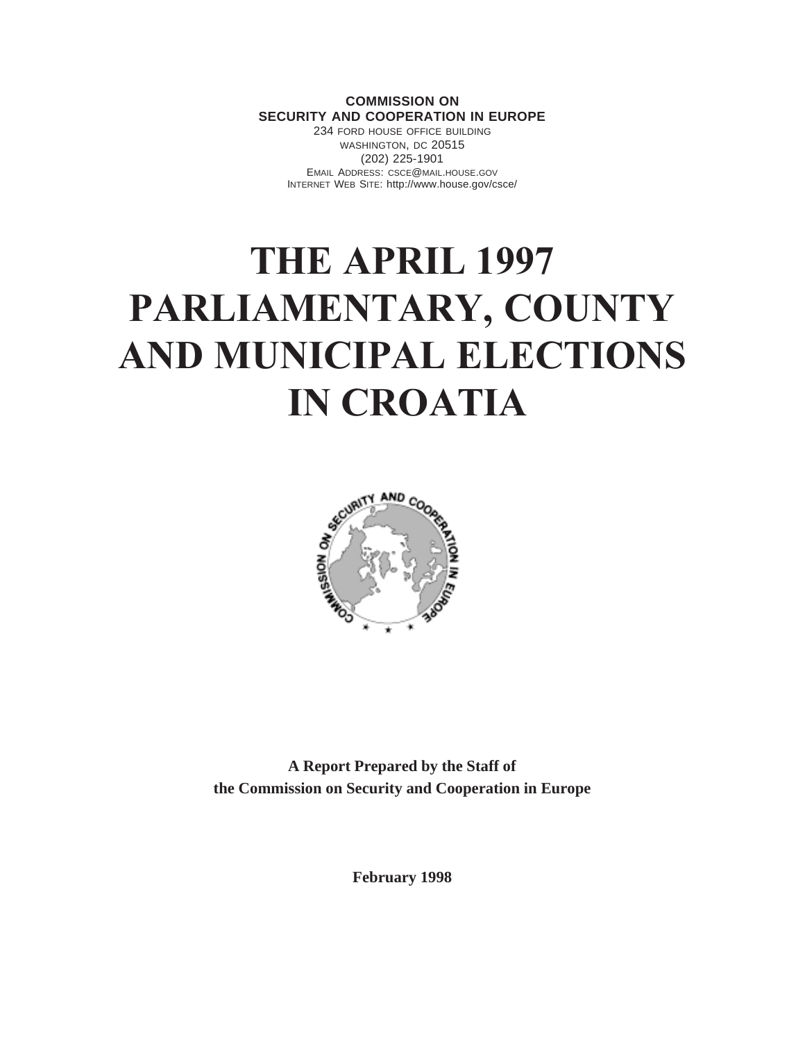**COMMISSION ON**
**SECURITY AND COOPERATION IN EUROPE**
234 FORD HOUSE OFFICE BUILDING
WASHINGTON, DC 20515
(202) 225-1901
EMAIL ADDRESS: CSCE@MAIL.HOUSE.GOV
INTERNET WEB SITE: http://www.house.gov/csce/

# THE APRIL 1997 PARLIAMENTARY, COUNTY AND MUNICIPAL ELECTIONS IN CROATIA

**A Report Prepared by the Staff of the Commission on Security and Cooperation in Europe**

**February 1998**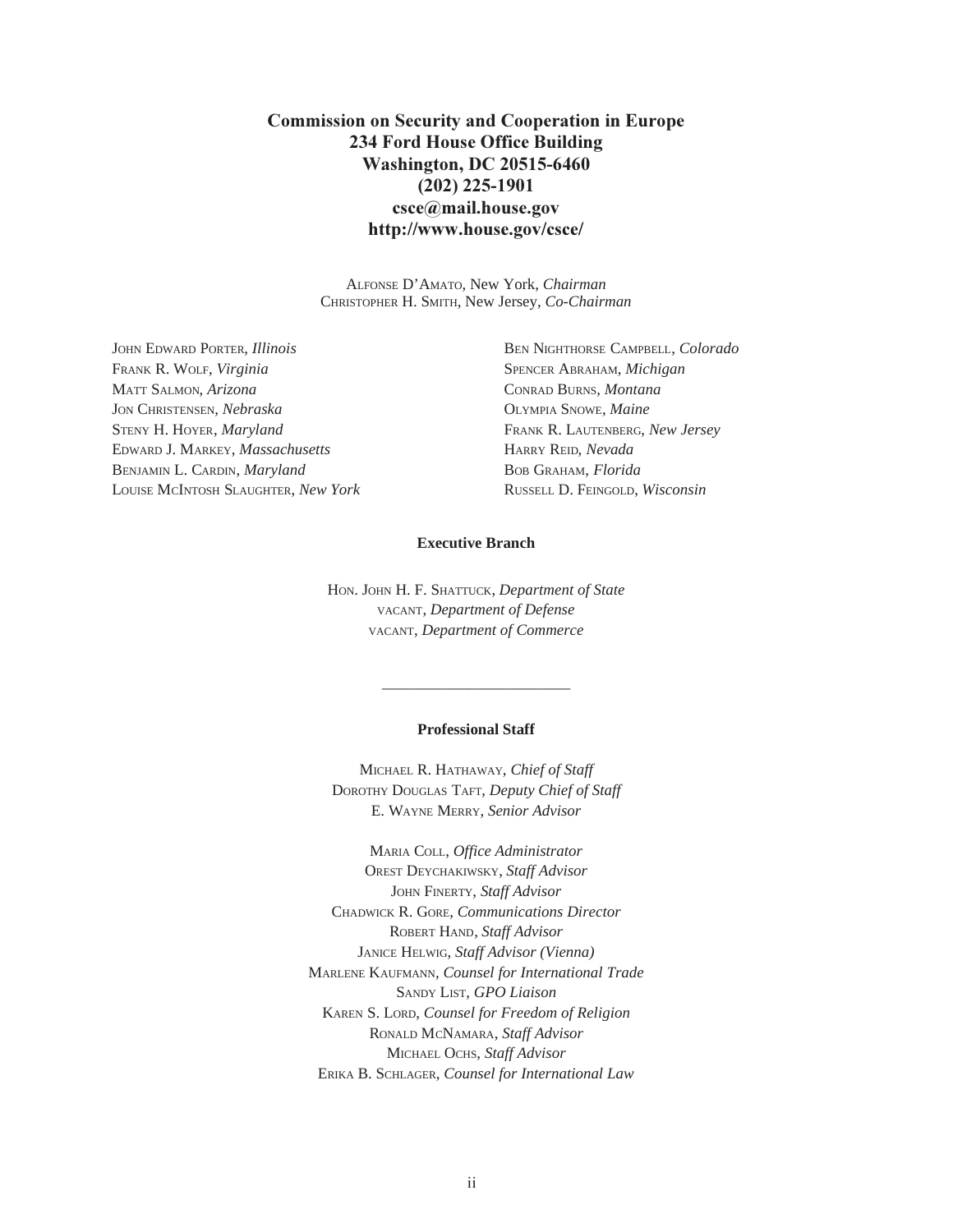**Commission on Security and Cooperation in Europe**
**234 Ford House Office Building**
**Washington, DC 20515-6460**
**(202) 225-1901**
**csce@mail.house.gov**
**http://www.house.gov/csce/**

ALFONSE D'AMATO, New York, *Chairman*
CHRISTOPHER H. SMITH, New Jersey, *Co-Chairman*

JOHN EDWARD PORTER, *Illinois*
FRANK R. WOLF, *Virginia*
MATT SALMON, *Arizona*
JON CHRISTENSEN, *Nebraska*
STENY H. HOYER, *Maryland*
EDWARD J. MARKEY, *Massachusetts*
BENJAMIN L. CARDIN, *Maryland*
LOUISE MCINTOSH SLAUGHTER, *New York*

BEN NIGHTHORSE CAMPBELL, *Colorado*
SPENCER ABRAHAM, *Michigan*
CONRAD BURNS, *Montana*
OLYMPIA SNOWE, *Maine*
FRANK R. LAUTENBERG, *New Jersey*
HARRY REID, *Nevada*
BOB GRAHAM, *Florida*
RUSSELL D. FEINGOLD, *Wisconsin*

**Executive Branch**

HON. JOHN H. F. SHATTUCK, *Department of State*
VACANT, *Department of Defense*
VACANT, *Department of Commerce*

---

**Professional Staff**

MICHAEL R. HATHAWAY, *Chief of Staff*
DOROTHY DOUGLAS TAFT, *Deputy Chief of Staff*
E. WAYNE MERRY, *Senior Advisor*

MARIA COLL, *Office Administrator*
OREST DEYCHAKIWSKY, *Staff Advisor*
JOHN FINERTY, *Staff Advisor*
CHADWICK R. GORE, *Communications Director*
ROBERT HAND, *Staff Advisor*
JANICE HELWIG, *Staff Advisor (Vienna)*
MARLENE KAUFMANN, *Counsel for International Trade*
SANDY LIST, *GPO Liaison*
KAREN S. LORD, *Counsel for Freedom of Religion*
RONALD MCNAMARA, *Staff Advisor*
MICHAEL OCHS, *Staff Advisor*
ERIKA B. SCHLAGER, *Counsel for International Law*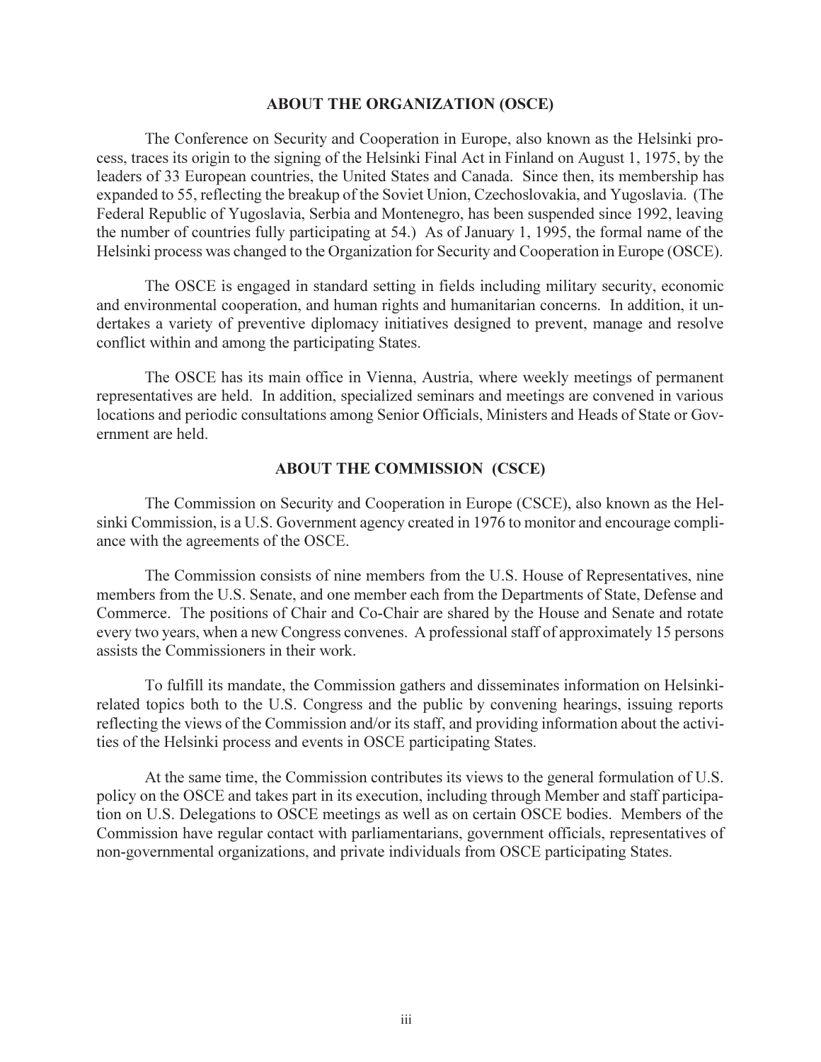## ABOUT THE ORGANIZATION (OSCE)

The Conference on Security and Cooperation in Europe, also known as the Helsinki process, traces its origin to the signing of the Helsinki Final Act in Finland on August 1, 1975, by the leaders of 33 European countries, the United States and Canada. Since then, its membership has expanded to 55, reflecting the breakup of the Soviet Union, Czechoslovakia, and Yugoslavia. (The Federal Republic of Yugoslavia, Serbia and Montenegro, has been suspended since 1992, leaving the number of countries fully participating at 54.) As of January 1, 1995, the formal name of the Helsinki process was changed to the Organization for Security and Cooperation in Europe (OSCE).

The OSCE is engaged in standard setting in fields including military security, economic and environmental cooperation, and human rights and humanitarian concerns. In addition, it undertakes a variety of preventive diplomacy initiatives designed to prevent, manage and resolve conflict within and among the participating States.

The OSCE has its main office in Vienna, Austria, where weekly meetings of permanent representatives are held. In addition, specialized seminars and meetings are convened in various locations and periodic consultations among Senior Officials, Ministers and Heads of State or Government are held.

## ABOUT THE COMMISSION (CSCE)

The Commission on Security and Cooperation in Europe (CSCE), also known as the Helsinki Commission, is a U.S. Government agency created in 1976 to monitor and encourage compliance with the agreements of the OSCE.

The Commission consists of nine members from the U.S. House of Representatives, nine members from the U.S. Senate, and one member each from the Departments of State, Defense and Commerce. The positions of Chair and Co-Chair are shared by the House and Senate and rotate every two years, when a new Congress convenes. A professional staff of approximately 15 persons assists the Commissioners in their work.

To fulfill its mandate, the Commission gathers and disseminates information on Helsinki-related topics both to the U.S. Congress and the public by convening hearings, issuing reports reflecting the views of the Commission and/or its staff, and providing information about the activities of the Helsinki process and events in OSCE participating States.

At the same time, the Commission contributes its views to the general formulation of U.S. policy on the OSCE and takes part in its execution, including through Member and staff participation on U.S. Delegations to OSCE meetings as well as on certain OSCE bodies. Members of the Commission have regular contact with parliamentarians, government officials, representatives of non-governmental organizations, and private individuals from OSCE participating States.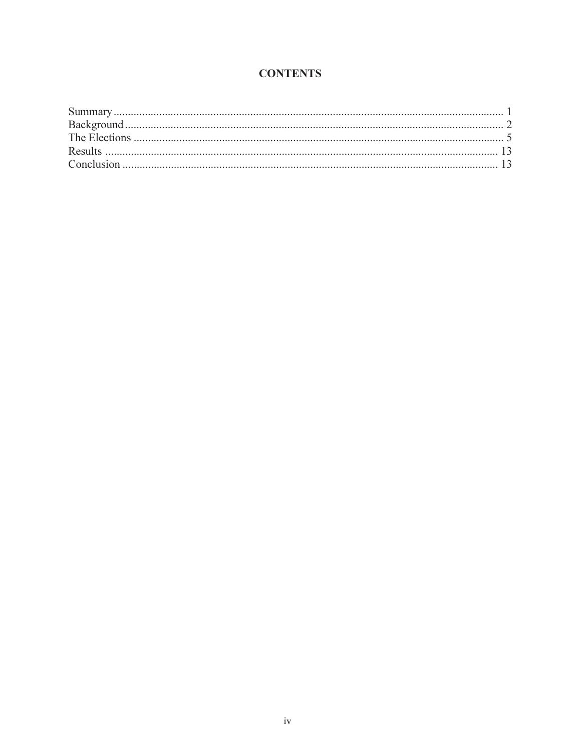## CONTENTS

Summary ........................................................................................................................................ 1
Background .................................................................................................................................... 2
The Elections .................................................................................................................................. 5
Results .......................................................................................................................................... 13
Conclusion .................................................................................................................................... 13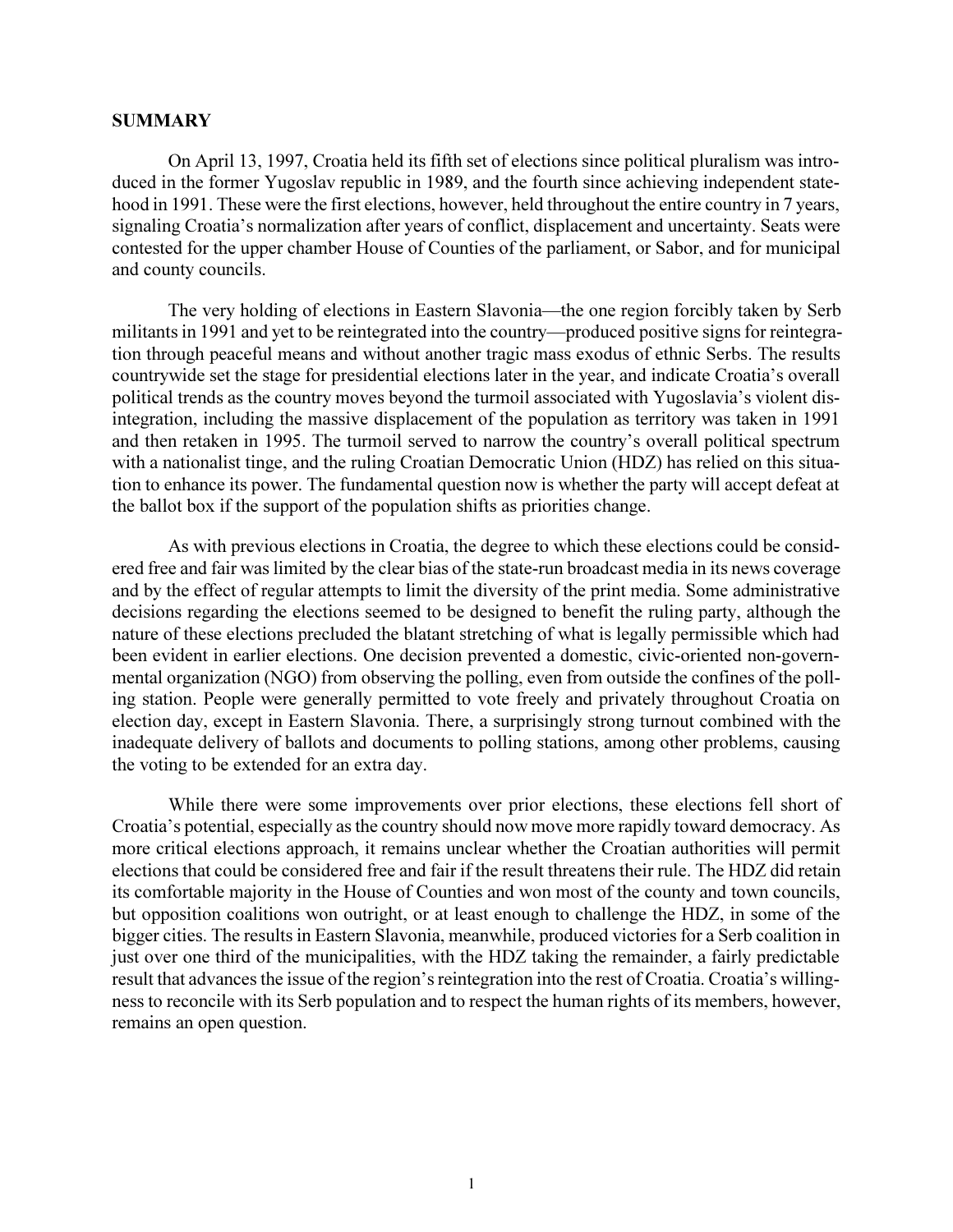## SUMMARY

On April 13, 1997, Croatia held its fifth set of elections since political pluralism was introduced in the former Yugoslav republic in 1989, and the fourth since achieving independent statehood in 1991. These were the first elections, however, held throughout the entire country in 7 years, signaling Croatia's normalization after years of conflict, displacement and uncertainty. Seats were contested for the upper chamber House of Counties of the parliament, or Sabor, and for municipal and county councils.

The very holding of elections in Eastern Slavonia—the one region forcibly taken by Serb militants in 1991 and yet to be reintegrated into the country—produced positive signs for reintegration through peaceful means and without another tragic mass exodus of ethnic Serbs. The results countrywide set the stage for presidential elections later in the year, and indicate Croatia's overall political trends as the country moves beyond the turmoil associated with Yugoslavia's violent disintegration, including the massive displacement of the population as territory was taken in 1991 and then retaken in 1995. The turmoil served to narrow the country's overall political spectrum with a nationalist tinge, and the ruling Croatian Democratic Union (HDZ) has relied on this situation to enhance its power. The fundamental question now is whether the party will accept defeat at the ballot box if the support of the population shifts as priorities change.

As with previous elections in Croatia, the degree to which these elections could be considered free and fair was limited by the clear bias of the state-run broadcast media in its news coverage and by the effect of regular attempts to limit the diversity of the print media. Some administrative decisions regarding the elections seemed to be designed to benefit the ruling party, although the nature of these elections precluded the blatant stretching of what is legally permissible which had been evident in earlier elections. One decision prevented a domestic, civic-oriented non-governmental organization (NGO) from observing the polling, even from outside the confines of the polling station. People were generally permitted to vote freely and privately throughout Croatia on election day, except in Eastern Slavonia. There, a surprisingly strong turnout combined with the inadequate delivery of ballots and documents to polling stations, among other problems, causing the voting to be extended for an extra day.

While there were some improvements over prior elections, these elections fell short of Croatia's potential, especially as the country should now move more rapidly toward democracy. As more critical elections approach, it remains unclear whether the Croatian authorities will permit elections that could be considered free and fair if the result threatens their rule. The HDZ did retain its comfortable majority in the House of Counties and won most of the county and town councils, but opposition coalitions won outright, or at least enough to challenge the HDZ, in some of the bigger cities. The results in Eastern Slavonia, meanwhile, produced victories for a Serb coalition in just over one third of the municipalities, with the HDZ taking the remainder, a fairly predictable result that advances the issue of the region's reintegration into the rest of Croatia. Croatia's willingness to reconcile with its Serb population and to respect the human rights of its members, however, remains an open question.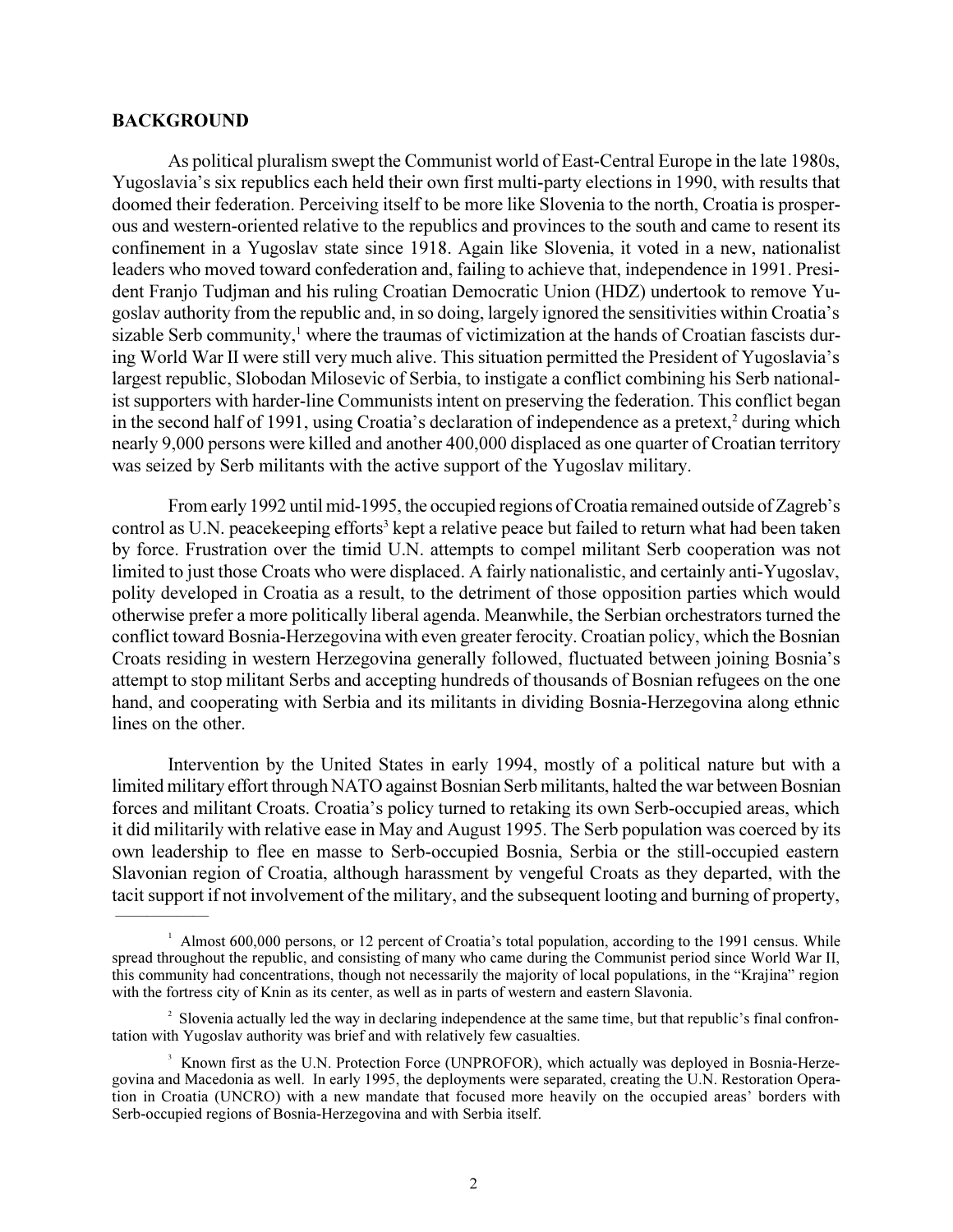## BACKGROUND

As political pluralism swept the Communist world of East-Central Europe in the late 1980s, Yugoslavia's six republics each held their own first multi-party elections in 1990, with results that doomed their federation. Perceiving itself to be more like Slovenia to the north, Croatia is prosperous and western-oriented relative to the republics and provinces to the south and came to resent its confinement in a Yugoslav state since 1918. Again like Slovenia, it voted in a new, nationalist leaders who moved toward confederation and, failing to achieve that, independence in 1991. President Franjo Tudjman and his ruling Croatian Democratic Union (HDZ) undertook to remove Yugoslav authority from the republic and, in so doing, largely ignored the sensitivities within Croatia's sizable Serb community,[1] where the traumas of victimization at the hands of Croatian fascists during World War II were still very much alive. This situation permitted the President of Yugoslavia's largest republic, Slobodan Milosevic of Serbia, to instigate a conflict combining his Serb nationalist supporters with harder-line Communists intent on preserving the federation. This conflict began in the second half of 1991, using Croatia's declaration of independence as a pretext,[2] during which nearly 9,000 persons were killed and another 400,000 displaced as one quarter of Croatian territory was seized by Serb militants with the active support of the Yugoslav military.

From early 1992 until mid-1995, the occupied regions of Croatia remained outside of Zagreb's control as U.N. peacekeeping efforts[3] kept a relative peace but failed to return what had been taken by force. Frustration over the timid U.N. attempts to compel militant Serb cooperation was not limited to just those Croats who were displaced. A fairly nationalistic, and certainly anti-Yugoslav, polity developed in Croatia as a result, to the detriment of those opposition parties which would otherwise prefer a more politically liberal agenda. Meanwhile, the Serbian orchestrators turned the conflict toward Bosnia-Herzegovina with even greater ferocity. Croatian policy, which the Bosnian Croats residing in western Herzegovina generally followed, fluctuated between joining Bosnia's attempt to stop militant Serbs and accepting hundreds of thousands of Bosnian refugees on the one hand, and cooperating with Serbia and its militants in dividing Bosnia-Herzegovina along ethnic lines on the other.

Intervention by the United States in early 1994, mostly of a political nature but with a limited military effort through NATO against Bosnian Serb militants, halted the war between Bosnian forces and militant Croats. Croatia's policy turned to retaking its own Serb-occupied areas, which it did militarily with relative ease in May and August 1995. The Serb population was coerced by its own leadership to flee en masse to Serb-occupied Bosnia, Serbia or the still-occupied eastern Slavonian region of Croatia, although harassment by vengeful Croats as they departed, with the tacit support if not involvement of the military, and the subsequent looting and burning of property,

---

[1] Almost 600,000 persons, or 12 percent of Croatia's total population, according to the 1991 census. While spread throughout the republic, and consisting of many who came during the Communist period since World War II, this community had concentrations, though not necessarily the majority of local populations, in the "Krajina" region with the fortress city of Knin as its center, as well as in parts of western and eastern Slavonia.

[2] Slovenia actually led the way in declaring independence at the same time, but that republic's final confrontation with Yugoslav authority was brief and with relatively few casualties.

[3] Known first as the U.N. Protection Force (UNPROFOR), which actually was deployed in Bosnia-Herzegovina and Macedonia as well. In early 1995, the deployments were separated, creating the U.N. Restoration Operation in Croatia (UNCRO) with a new mandate that focused more heavily on the occupied areas' borders with Serb-occupied regions of Bosnia-Herzegovina and with Serbia itself.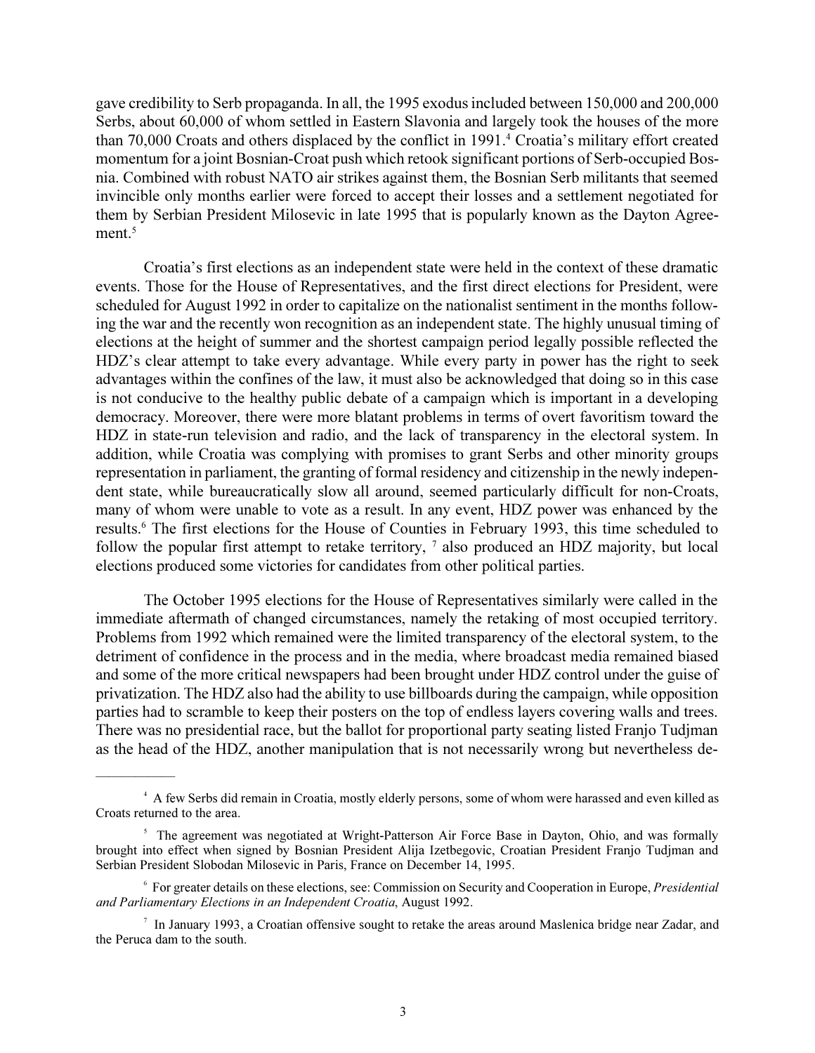gave credibility to Serb propaganda. In all, the 1995 exodus included between 150,000 and 200,000 Serbs, about 60,000 of whom settled in Eastern Slavonia and largely took the houses of the more than 70,000 Croats and others displaced by the conflict in 1991.[4] Croatia's military effort created momentum for a joint Bosnian-Croat push which retook significant portions of Serb-occupied Bosnia. Combined with robust NATO air strikes against them, the Bosnian Serb militants that seemed invincible only months earlier were forced to accept their losses and a settlement negotiated for them by Serbian President Milosevic in late 1995 that is popularly known as the Dayton Agreement.[5]

Croatia's first elections as an independent state were held in the context of these dramatic events. Those for the House of Representatives, and the first direct elections for President, were scheduled for August 1992 in order to capitalize on the nationalist sentiment in the months following the war and the recently won recognition as an independent state. The highly unusual timing of elections at the height of summer and the shortest campaign period legally possible reflected the HDZ's clear attempt to take every advantage. While every party in power has the right to seek advantages within the confines of the law, it must also be acknowledged that doing so in this case is not conducive to the healthy public debate of a campaign which is important in a developing democracy. Moreover, there were more blatant problems in terms of overt favoritism toward the HDZ in state-run television and radio, and the lack of transparency in the electoral system. In addition, while Croatia was complying with promises to grant Serbs and other minority groups representation in parliament, the granting of formal residency and citizenship in the newly independent state, while bureaucratically slow all around, seemed particularly difficult for non-Croats, many of whom were unable to vote as a result. In any event, HDZ power was enhanced by the results.[6] The first elections for the House of Counties in February 1993, this time scheduled to follow the popular first attempt to retake territory, [7] also produced an HDZ majority, but local elections produced some victories for candidates from other political parties.

The October 1995 elections for the House of Representatives similarly were called in the immediate aftermath of changed circumstances, namely the retaking of most occupied territory. Problems from 1992 which remained were the limited transparency of the electoral system, to the detriment of confidence in the process and in the media, where broadcast media remained biased and some of the more critical newspapers had been brought under HDZ control under the guise of privatization. The HDZ also had the ability to use billboards during the campaign, while opposition parties had to scramble to keep their posters on the top of endless layers covering walls and trees. There was no presidential race, but the ballot for proportional party seating listed Franjo Tudjman as the head of the HDZ, another manipulation that is not necessarily wrong but nevertheless de-

---

[4] A few Serbs did remain in Croatia, mostly elderly persons, some of whom were harassed and even killed as Croats returned to the area.

[5] The agreement was negotiated at Wright-Patterson Air Force Base in Dayton, Ohio, and was formally brought into effect when signed by Bosnian President Alija Izetbegovic, Croatian President Franjo Tudjman and Serbian President Slobodan Milosevic in Paris, France on December 14, 1995.

[6] For greater details on these elections, see: Commission on Security and Cooperation in Europe, *Presidential and Parliamentary Elections in an Independent Croatia*, August 1992.

[7] In January 1993, a Croatian offensive sought to retake the areas around Maslenica bridge near Zadar, and the Peruca dam to the south.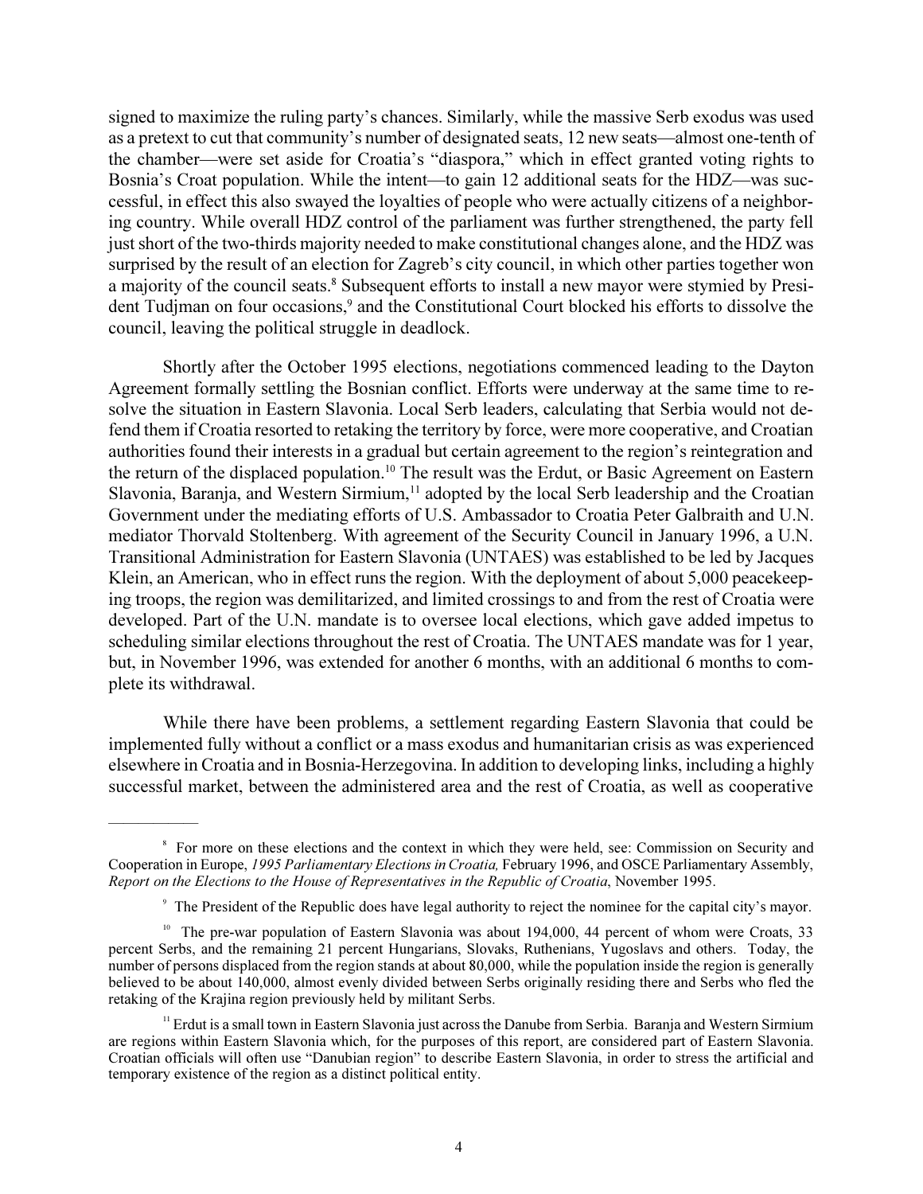signed to maximize the ruling party's chances. Similarly, while the massive Serb exodus was used as a pretext to cut that community's number of designated seats, 12 new seats—almost one-tenth of the chamber—were set aside for Croatia's "diaspora," which in effect granted voting rights to Bosnia's Croat population. While the intent—to gain 12 additional seats for the HDZ—was successful, in effect this also swayed the loyalties of people who were actually citizens of a neighboring country. While overall HDZ control of the parliament was further strengthened, the party fell just short of the two-thirds majority needed to make constitutional changes alone, and the HDZ was surprised by the result of an election for Zagreb's city council, in which other parties together won a majority of the council seats.[8] Subsequent efforts to install a new mayor were stymied by President Tudjman on four occasions,[9] and the Constitutional Court blocked his efforts to dissolve the council, leaving the political struggle in deadlock.

Shortly after the October 1995 elections, negotiations commenced leading to the Dayton Agreement formally settling the Bosnian conflict. Efforts were underway at the same time to resolve the situation in Eastern Slavonia. Local Serb leaders, calculating that Serbia would not defend them if Croatia resorted to retaking the territory by force, were more cooperative, and Croatian authorities found their interests in a gradual but certain agreement to the region's reintegration and the return of the displaced population.[10] The result was the Erdut, or Basic Agreement on Eastern Slavonia, Baranja, and Western Sirmium,[11] adopted by the local Serb leadership and the Croatian Government under the mediating efforts of U.S. Ambassador to Croatia Peter Galbraith and U.N. mediator Thorvald Stoltenberg. With agreement of the Security Council in January 1996, a U.N. Transitional Administration for Eastern Slavonia (UNTAES) was established to be led by Jacques Klein, an American, who in effect runs the region. With the deployment of about 5,000 peacekeeping troops, the region was demilitarized, and limited crossings to and from the rest of Croatia were developed. Part of the U.N. mandate is to oversee local elections, which gave added impetus to scheduling similar elections throughout the rest of Croatia. The UNTAES mandate was for 1 year, but, in November 1996, was extended for another 6 months, with an additional 6 months to complete its withdrawal.

While there have been problems, a settlement regarding Eastern Slavonia that could be implemented fully without a conflict or a mass exodus and humanitarian crisis as was experienced elsewhere in Croatia and in Bosnia-Herzegovina. In addition to developing links, including a highly successful market, between the administered area and the rest of Croatia, as well as cooperative

---

[8] For more on these elections and the context in which they were held, see: Commission on Security and Cooperation in Europe, *1995 Parliamentary Elections in Croatia,* February 1996, and OSCE Parliamentary Assembly, *Report on the Elections to the House of Representatives in the Republic of Croatia*, November 1995.

[9] The President of the Republic does have legal authority to reject the nominee for the capital city's mayor.

[10] The pre-war population of Eastern Slavonia was about 194,000, 44 percent of whom were Croats, 33 percent Serbs, and the remaining 21 percent Hungarians, Slovaks, Ruthenians, Yugoslavs and others. Today, the number of persons displaced from the region stands at about 80,000, while the population inside the region is generally believed to be about 140,000, almost evenly divided between Serbs originally residing there and Serbs who fled the retaking of the Krajina region previously held by militant Serbs.

[11] Erdut is a small town in Eastern Slavonia just across the Danube from Serbia. Baranja and Western Sirmium are regions within Eastern Slavonia which, for the purposes of this report, are considered part of Eastern Slavonia. Croatian officials will often use "Danubian region" to describe Eastern Slavonia, in order to stress the artificial and temporary existence of the region as a distinct political entity.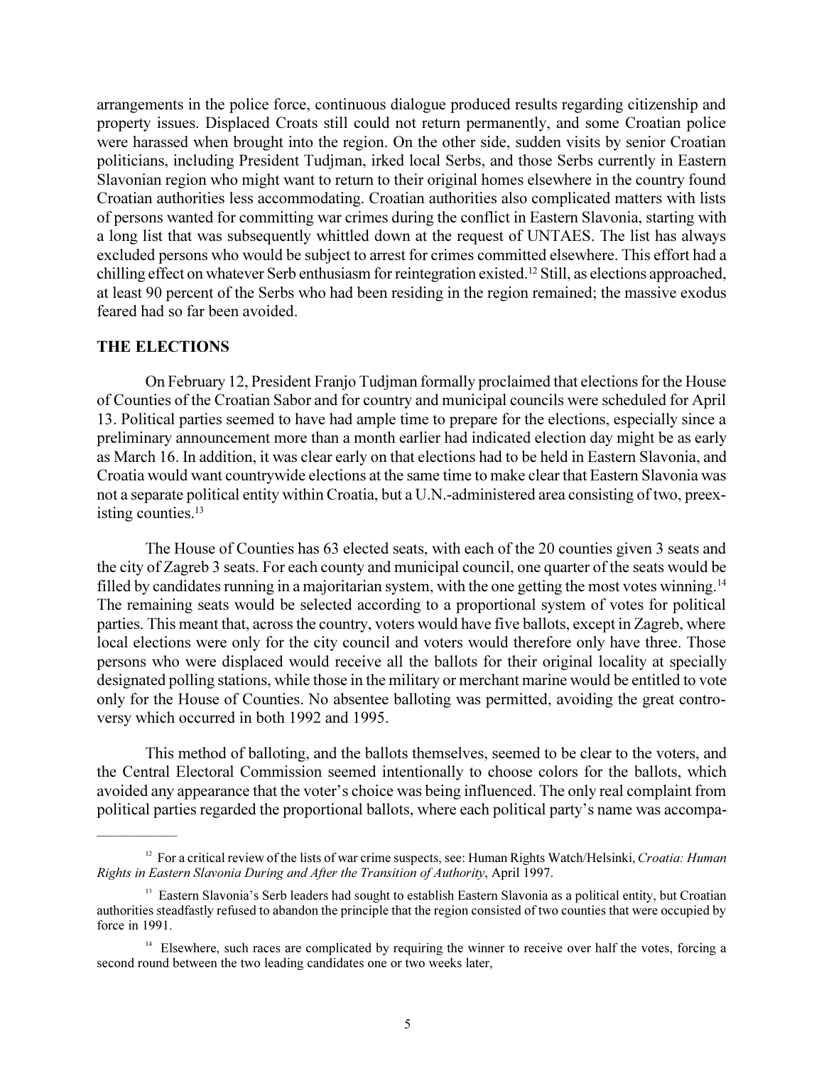arrangements in the police force, continuous dialogue produced results regarding citizenship and property issues. Displaced Croats still could not return permanently, and some Croatian police were harassed when brought into the region. On the other side, sudden visits by senior Croatian politicians, including President Tudjman, irked local Serbs, and those Serbs currently in Eastern Slavonian region who might want to return to their original homes elsewhere in the country found Croatian authorities less accommodating. Croatian authorities also complicated matters with lists of persons wanted for committing war crimes during the conflict in Eastern Slavonia, starting with a long list that was subsequently whittled down at the request of UNTAES. The list has always excluded persons who would be subject to arrest for crimes committed elsewhere. This effort had a chilling effect on whatever Serb enthusiasm for reintegration existed.[12] Still, as elections approached, at least 90 percent of the Serbs who had been residing in the region remained; the massive exodus feared had so far been avoided.

## THE ELECTIONS

On February 12, President Franjo Tudjman formally proclaimed that elections for the House of Counties of the Croatian Sabor and for country and municipal councils were scheduled for April 13. Political parties seemed to have had ample time to prepare for the elections, especially since a preliminary announcement more than a month earlier had indicated election day might be as early as March 16. In addition, it was clear early on that elections had to be held in Eastern Slavonia, and Croatia would want countrywide elections at the same time to make clear that Eastern Slavonia was not a separate political entity within Croatia, but a U.N.-administered area consisting of two, preexisting counties.[13]

The House of Counties has 63 elected seats, with each of the 20 counties given 3 seats and the city of Zagreb 3 seats. For each county and municipal council, one quarter of the seats would be filled by candidates running in a majoritarian system, with the one getting the most votes winning.[14] The remaining seats would be selected according to a proportional system of votes for political parties. This meant that, across the country, voters would have five ballots, except in Zagreb, where local elections were only for the city council and voters would therefore only have three. Those persons who were displaced would receive all the ballots for their original locality at specially designated polling stations, while those in the military or merchant marine would be entitled to vote only for the House of Counties. No absentee balloting was permitted, avoiding the great controversy which occurred in both 1992 and 1995.

This method of balloting, and the ballots themselves, seemed to be clear to the voters, and the Central Electoral Commission seemed intentionally to choose colors for the ballots, which avoided any appearance that the voter's choice was being influenced. The only real complaint from political parties regarded the proportional ballots, where each political party's name was accompa-

---

[12] For a critical review of the lists of war crime suspects, see: Human Rights Watch/Helsinki, *Croatia: Human Rights in Eastern Slavonia During and After the Transition of Authority*, April 1997.

[13] Eastern Slavonia's Serb leaders had sought to establish Eastern Slavonia as a political entity, but Croatian authorities steadfastly refused to abandon the principle that the region consisted of two counties that were occupied by force in 1991.

[14] Elsewhere, such races are complicated by requiring the winner to receive over half the votes, forcing a second round between the two leading candidates one or two weeks later,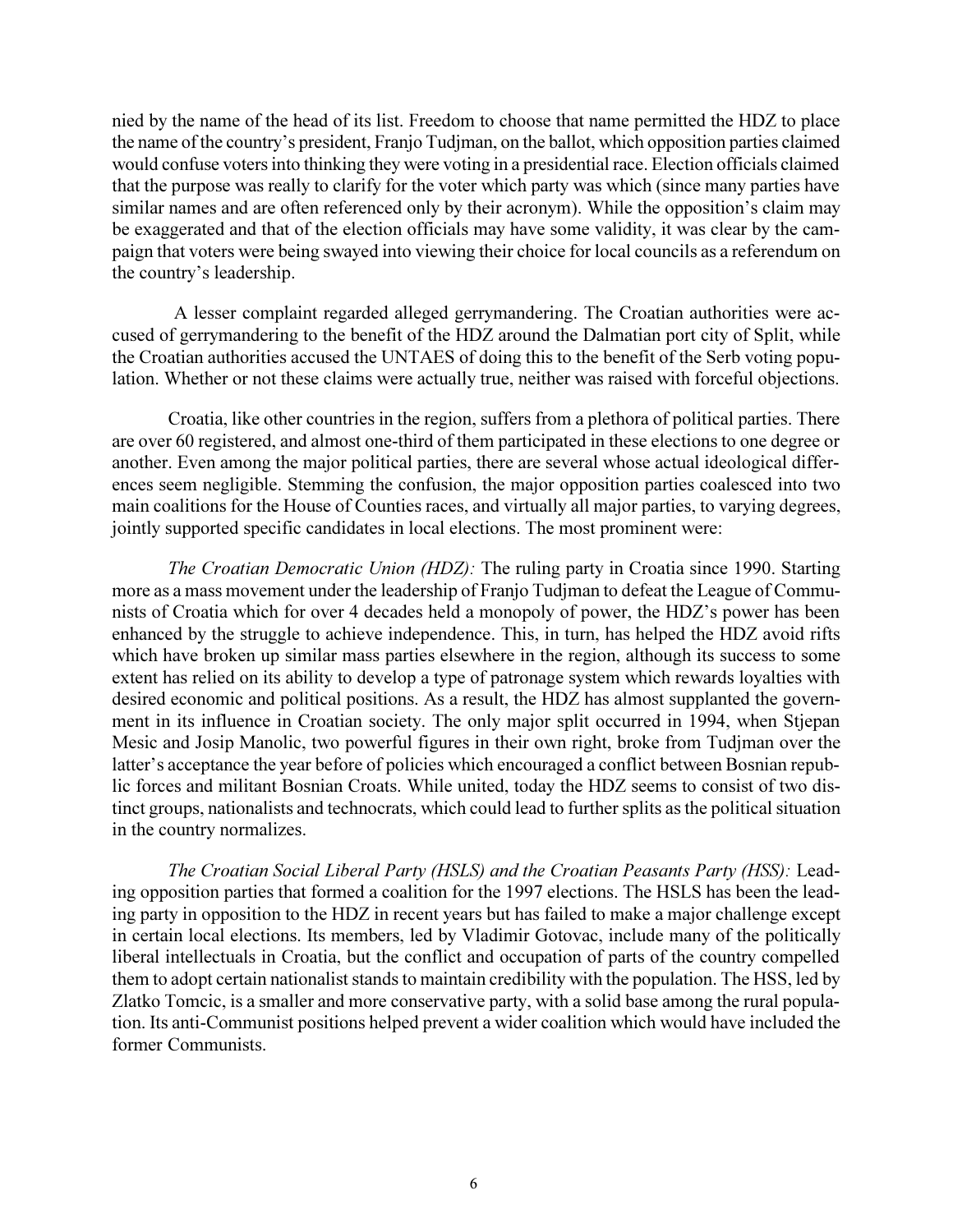nied by the name of the head of its list. Freedom to choose that name permitted the HDZ to place the name of the country's president, Franjo Tudjman, on the ballot, which opposition parties claimed would confuse voters into thinking they were voting in a presidential race. Election officials claimed that the purpose was really to clarify for the voter which party was which (since many parties have similar names and are often referenced only by their acronym). While the opposition's claim may be exaggerated and that of the election officials may have some validity, it was clear by the campaign that voters were being swayed into viewing their choice for local councils as a referendum on the country's leadership.

A lesser complaint regarded alleged gerrymandering. The Croatian authorities were accused of gerrymandering to the benefit of the HDZ around the Dalmatian port city of Split, while the Croatian authorities accused the UNTAES of doing this to the benefit of the Serb voting population. Whether or not these claims were actually true, neither was raised with forceful objections.

Croatia, like other countries in the region, suffers from a plethora of political parties. There are over 60 registered, and almost one-third of them participated in these elections to one degree or another. Even among the major political parties, there are several whose actual ideological differences seem negligible. Stemming the confusion, the major opposition parties coalesced into two main coalitions for the House of Counties races, and virtually all major parties, to varying degrees, jointly supported specific candidates in local elections. The most prominent were:

*The Croatian Democratic Union (HDZ):* The ruling party in Croatia since 1990. Starting more as a mass movement under the leadership of Franjo Tudjman to defeat the League of Communists of Croatia which for over 4 decades held a monopoly of power, the HDZ's power has been enhanced by the struggle to achieve independence. This, in turn, has helped the HDZ avoid rifts which have broken up similar mass parties elsewhere in the region, although its success to some extent has relied on its ability to develop a type of patronage system which rewards loyalties with desired economic and political positions. As a result, the HDZ has almost supplanted the government in its influence in Croatian society. The only major split occurred in 1994, when Stjepan Mesic and Josip Manolic, two powerful figures in their own right, broke from Tudjman over the latter's acceptance the year before of policies which encouraged a conflict between Bosnian republic forces and militant Bosnian Croats. While united, today the HDZ seems to consist of two distinct groups, nationalists and technocrats, which could lead to further splits as the political situation in the country normalizes.

*The Croatian Social Liberal Party (HSLS) and the Croatian Peasants Party (HSS):* Leading opposition parties that formed a coalition for the 1997 elections. The HSLS has been the leading party in opposition to the HDZ in recent years but has failed to make a major challenge except in certain local elections. Its members, led by Vladimir Gotovac, include many of the politically liberal intellectuals in Croatia, but the conflict and occupation of parts of the country compelled them to adopt certain nationalist stands to maintain credibility with the population. The HSS, led by Zlatko Tomcic, is a smaller and more conservative party, with a solid base among the rural population. Its anti-Communist positions helped prevent a wider coalition which would have included the former Communists.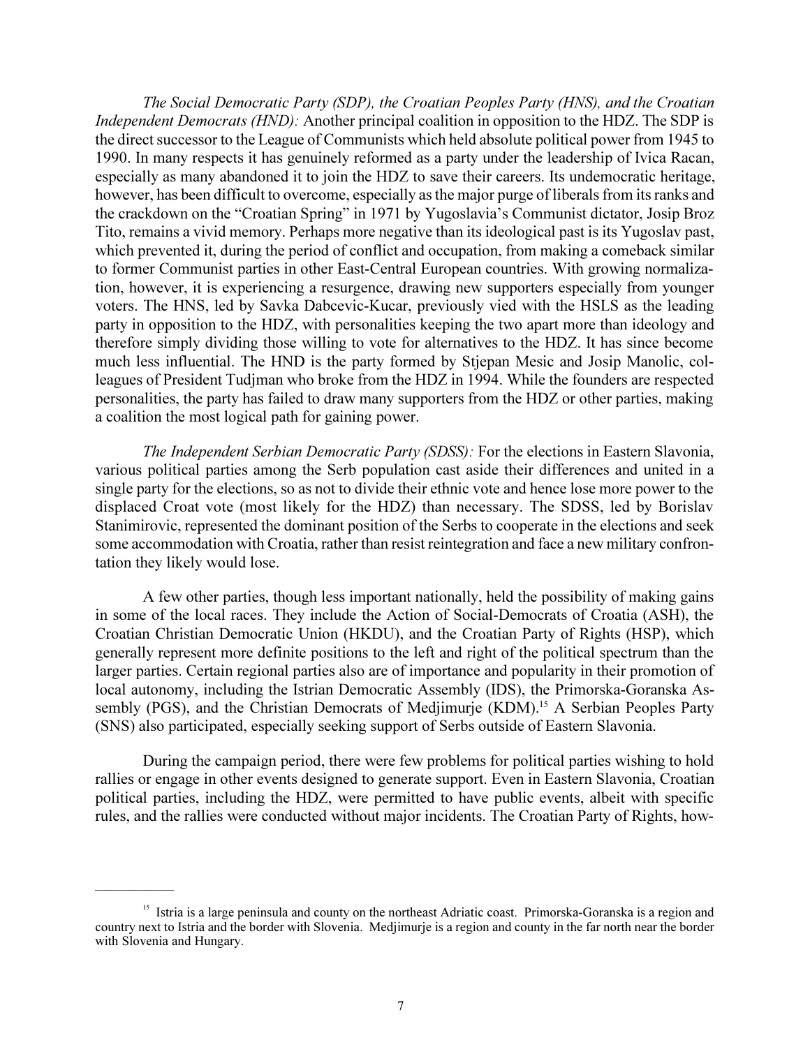*The Social Democratic Party (SDP), the Croatian Peoples Party (HNS), and the Croatian Independent Democrats (HND):* Another principal coalition in opposition to the HDZ. The SDP is the direct successor to the League of Communists which held absolute political power from 1945 to 1990. In many respects it has genuinely reformed as a party under the leadership of Ivica Racan, especially as many abandoned it to join the HDZ to save their careers. Its undemocratic heritage, however, has been difficult to overcome, especially as the major purge of liberals from its ranks and the crackdown on the "Croatian Spring" in 1971 by Yugoslavia's Communist dictator, Josip Broz Tito, remains a vivid memory. Perhaps more negative than its ideological past is its Yugoslav past, which prevented it, during the period of conflict and occupation, from making a comeback similar to former Communist parties in other East-Central European countries. With growing normalization, however, it is experiencing a resurgence, drawing new supporters especially from younger voters. The HNS, led by Savka Dabcevic-Kucar, previously vied with the HSLS as the leading party in opposition to the HDZ, with personalities keeping the two apart more than ideology and therefore simply dividing those willing to vote for alternatives to the HDZ. It has since become much less influential. The HND is the party formed by Stjepan Mesic and Josip Manolic, colleagues of President Tudjman who broke from the HDZ in 1994. While the founders are respected personalities, the party has failed to draw many supporters from the HDZ or other parties, making a coalition the most logical path for gaining power.

*The Independent Serbian Democratic Party (SDSS):* For the elections in Eastern Slavonia, various political parties among the Serb population cast aside their differences and united in a single party for the elections, so as not to divide their ethnic vote and hence lose more power to the displaced Croat vote (most likely for the HDZ) than necessary. The SDSS, led by Borislav Stanimirovic, represented the dominant position of the Serbs to cooperate in the elections and seek some accommodation with Croatia, rather than resist reintegration and face a new military confrontation they likely would lose.

A few other parties, though less important nationally, held the possibility of making gains in some of the local races. They include the Action of Social-Democrats of Croatia (ASH), the Croatian Christian Democratic Union (HKDU), and the Croatian Party of Rights (HSP), which generally represent more definite positions to the left and right of the political spectrum than the larger parties. Certain regional parties also are of importance and popularity in their promotion of local autonomy, including the Istrian Democratic Assembly (IDS), the Primorska-Goranska Assembly (PGS), and the Christian Democrats of Medjimurje (KDM).[15] A Serbian Peoples Party (SNS) also participated, especially seeking support of Serbs outside of Eastern Slavonia.

During the campaign period, there were few problems for political parties wishing to hold rallies or engage in other events designed to generate support. Even in Eastern Slavonia, Croatian political parties, including the HDZ, were permitted to have public events, albeit with specific rules, and the rallies were conducted without major incidents. The Croatian Party of Rights, how-

---

[15] Istria is a large peninsula and county on the northeast Adriatic coast. Primorska-Goranska is a region and country next to Istria and the border with Slovenia. Medjimurje is a region and county in the far north near the border with Slovenia and Hungary.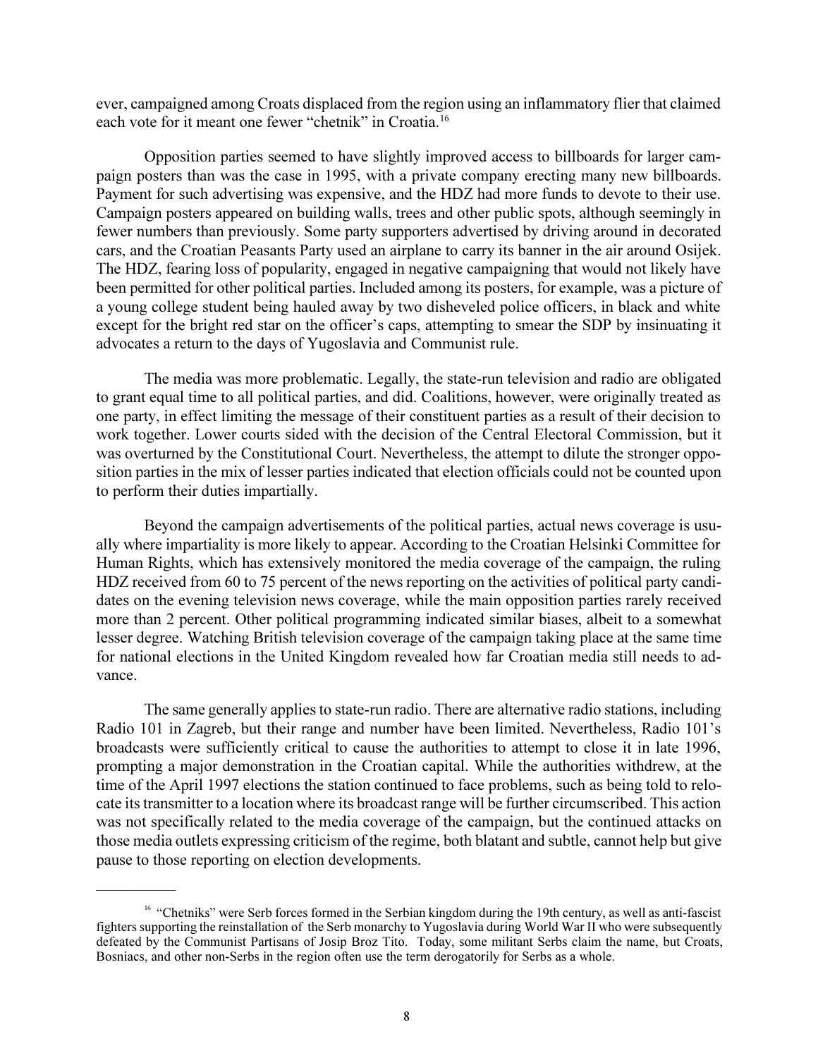ever, campaigned among Croats displaced from the region using an inflammatory flier that claimed each vote for it meant one fewer "chetnik" in Croatia.[16]

Opposition parties seemed to have slightly improved access to billboards for larger campaign posters than was the case in 1995, with a private company erecting many new billboards. Payment for such advertising was expensive, and the HDZ had more funds to devote to their use. Campaign posters appeared on building walls, trees and other public spots, although seemingly in fewer numbers than previously. Some party supporters advertised by driving around in decorated cars, and the Croatian Peasants Party used an airplane to carry its banner in the air around Osijek. The HDZ, fearing loss of popularity, engaged in negative campaigning that would not likely have been permitted for other political parties. Included among its posters, for example, was a picture of a young college student being hauled away by two disheveled police officers, in black and white except for the bright red star on the officer's caps, attempting to smear the SDP by insinuating it advocates a return to the days of Yugoslavia and Communist rule.

The media was more problematic. Legally, the state-run television and radio are obligated to grant equal time to all political parties, and did. Coalitions, however, were originally treated as one party, in effect limiting the message of their constituent parties as a result of their decision to work together. Lower courts sided with the decision of the Central Electoral Commission, but it was overturned by the Constitutional Court. Nevertheless, the attempt to dilute the stronger opposition parties in the mix of lesser parties indicated that election officials could not be counted upon to perform their duties impartially.

Beyond the campaign advertisements of the political parties, actual news coverage is usually where impartiality is more likely to appear. According to the Croatian Helsinki Committee for Human Rights, which has extensively monitored the media coverage of the campaign, the ruling HDZ received from 60 to 75 percent of the news reporting on the activities of political party candidates on the evening television news coverage, while the main opposition parties rarely received more than 2 percent. Other political programming indicated similar biases, albeit to a somewhat lesser degree. Watching British television coverage of the campaign taking place at the same time for national elections in the United Kingdom revealed how far Croatian media still needs to advance.

The same generally applies to state-run radio. There are alternative radio stations, including Radio 101 in Zagreb, but their range and number have been limited. Nevertheless, Radio 101's broadcasts were sufficiently critical to cause the authorities to attempt to close it in late 1996, prompting a major demonstration in the Croatian capital. While the authorities withdrew, at the time of the April 1997 elections the station continued to face problems, such as being told to relocate its transmitter to a location where its broadcast range will be further circumscribed. This action was not specifically related to the media coverage of the campaign, but the continued attacks on those media outlets expressing criticism of the regime, both blatant and subtle, cannot help but give pause to those reporting on election developments.

---

[16] "Chetniks" were Serb forces formed in the Serbian kingdom during the 19th century, as well as anti-fascist fighters supporting the reinstallation of the Serb monarchy to Yugoslavia during World War II who were subsequently defeated by the Communist Partisans of Josip Broz Tito. Today, some militant Serbs claim the name, but Croats, Bosniacs, and other non-Serbs in the region often use the term derogatorily for Serbs as a whole.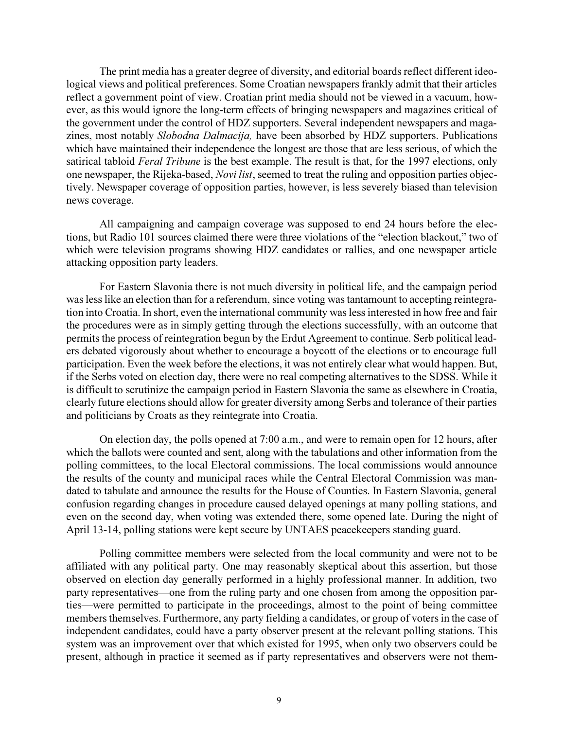The print media has a greater degree of diversity, and editorial boards reflect different ideological views and political preferences. Some Croatian newspapers frankly admit that their articles reflect a government point of view. Croatian print media should not be viewed in a vacuum, however, as this would ignore the long-term effects of bringing newspapers and magazines critical of the government under the control of HDZ supporters. Several independent newspapers and magazines, most notably *Slobodna Dalmacija,* have been absorbed by HDZ supporters. Publications which have maintained their independence the longest are those that are less serious, of which the satirical tabloid *Feral Tribune* is the best example. The result is that, for the 1997 elections, only one newspaper, the Rijeka-based, *Novi list*, seemed to treat the ruling and opposition parties objectively. Newspaper coverage of opposition parties, however, is less severely biased than television news coverage.

All campaigning and campaign coverage was supposed to end 24 hours before the elections, but Radio 101 sources claimed there were three violations of the "election blackout," two of which were television programs showing HDZ candidates or rallies, and one newspaper article attacking opposition party leaders.

For Eastern Slavonia there is not much diversity in political life, and the campaign period was less like an election than for a referendum, since voting was tantamount to accepting reintegration into Croatia. In short, even the international community was less interested in how free and fair the procedures were as in simply getting through the elections successfully, with an outcome that permits the process of reintegration begun by the Erdut Agreement to continue. Serb political leaders debated vigorously about whether to encourage a boycott of the elections or to encourage full participation. Even the week before the elections, it was not entirely clear what would happen. But, if the Serbs voted on election day, there were no real competing alternatives to the SDSS. While it is difficult to scrutinize the campaign period in Eastern Slavonia the same as elsewhere in Croatia, clearly future elections should allow for greater diversity among Serbs and tolerance of their parties and politicians by Croats as they reintegrate into Croatia.

On election day, the polls opened at 7:00 a.m., and were to remain open for 12 hours, after which the ballots were counted and sent, along with the tabulations and other information from the polling committees, to the local Electoral commissions. The local commissions would announce the results of the county and municipal races while the Central Electoral Commission was mandated to tabulate and announce the results for the House of Counties. In Eastern Slavonia, general confusion regarding changes in procedure caused delayed openings at many polling stations, and even on the second day, when voting was extended there, some opened late. During the night of April 13-14, polling stations were kept secure by UNTAES peacekeepers standing guard.

Polling committee members were selected from the local community and were not to be affiliated with any political party. One may reasonably skeptical about this assertion, but those observed on election day generally performed in a highly professional manner. In addition, two party representatives—one from the ruling party and one chosen from among the opposition parties—were permitted to participate in the proceedings, almost to the point of being committee members themselves. Furthermore, any party fielding a candidates, or group of voters in the case of independent candidates, could have a party observer present at the relevant polling stations. This system was an improvement over that which existed for 1995, when only two observers could be present, although in practice it seemed as if party representatives and observers were not them-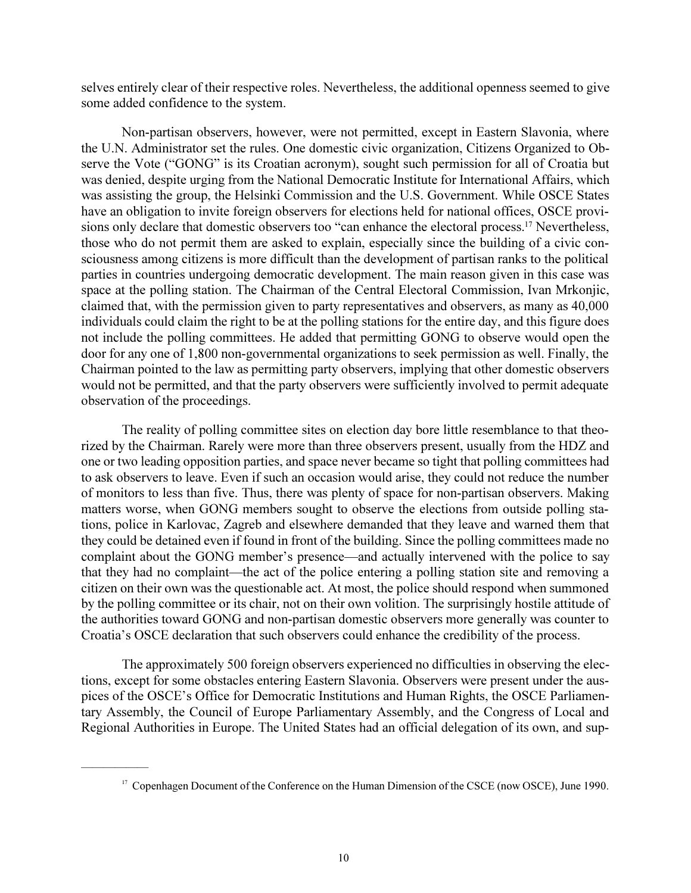selves entirely clear of their respective roles. Nevertheless, the additional openness seemed to give some added confidence to the system.

Non-partisan observers, however, were not permitted, except in Eastern Slavonia, where the U.N. Administrator set the rules. One domestic civic organization, Citizens Organized to Observe the Vote ("GONG" is its Croatian acronym), sought such permission for all of Croatia but was denied, despite urging from the National Democratic Institute for International Affairs, which was assisting the group, the Helsinki Commission and the U.S. Government. While OSCE States have an obligation to invite foreign observers for elections held for national offices, OSCE provisions only declare that domestic observers too "can enhance the electoral process.[17] Nevertheless, those who do not permit them are asked to explain, especially since the building of a civic consciousness among citizens is more difficult than the development of partisan ranks to the political parties in countries undergoing democratic development. The main reason given in this case was space at the polling station. The Chairman of the Central Electoral Commission, Ivan Mrkonjic, claimed that, with the permission given to party representatives and observers, as many as 40,000 individuals could claim the right to be at the polling stations for the entire day, and this figure does not include the polling committees. He added that permitting GONG to observe would open the door for any one of 1,800 non-governmental organizations to seek permission as well. Finally, the Chairman pointed to the law as permitting party observers, implying that other domestic observers would not be permitted, and that the party observers were sufficiently involved to permit adequate observation of the proceedings.

The reality of polling committee sites on election day bore little resemblance to that theorized by the Chairman. Rarely were more than three observers present, usually from the HDZ and one or two leading opposition parties, and space never became so tight that polling committees had to ask observers to leave. Even if such an occasion would arise, they could not reduce the number of monitors to less than five. Thus, there was plenty of space for non-partisan observers. Making matters worse, when GONG members sought to observe the elections from outside polling stations, police in Karlovac, Zagreb and elsewhere demanded that they leave and warned them that they could be detained even if found in front of the building. Since the polling committees made no complaint about the GONG member's presence—and actually intervened with the police to say that they had no complaint—the act of the police entering a polling station site and removing a citizen on their own was the questionable act. At most, the police should respond when summoned by the polling committee or its chair, not on their own volition. The surprisingly hostile attitude of the authorities toward GONG and non-partisan domestic observers more generally was counter to Croatia's OSCE declaration that such observers could enhance the credibility of the process.

The approximately 500 foreign observers experienced no difficulties in observing the elections, except for some obstacles entering Eastern Slavonia. Observers were present under the auspices of the OSCE's Office for Democratic Institutions and Human Rights, the OSCE Parliamentary Assembly, the Council of Europe Parliamentary Assembly, and the Congress of Local and Regional Authorities in Europe. The United States had an official delegation of its own, and sup-

---

[17] Copenhagen Document of the Conference on the Human Dimension of the CSCE (now OSCE), June 1990.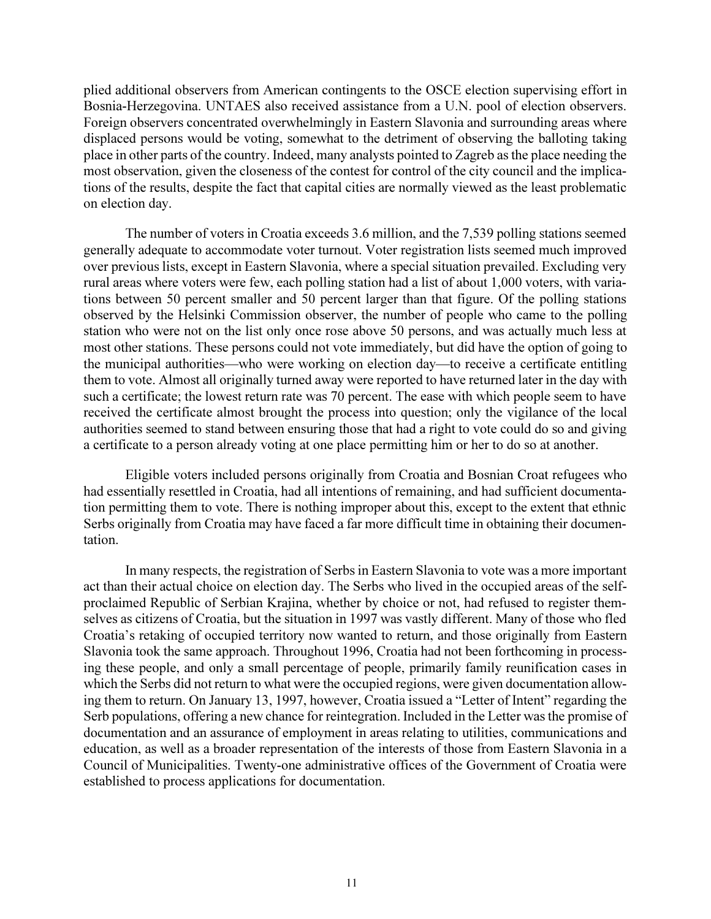plied additional observers from American contingents to the OSCE election supervising effort in Bosnia-Herzegovina. UNTAES also received assistance from a U.N. pool of election observers. Foreign observers concentrated overwhelmingly in Eastern Slavonia and surrounding areas where displaced persons would be voting, somewhat to the detriment of observing the balloting taking place in other parts of the country. Indeed, many analysts pointed to Zagreb as the place needing the most observation, given the closeness of the contest for control of the city council and the implications of the results, despite the fact that capital cities are normally viewed as the least problematic on election day.

The number of voters in Croatia exceeds 3.6 million, and the 7,539 polling stations seemed generally adequate to accommodate voter turnout. Voter registration lists seemed much improved over previous lists, except in Eastern Slavonia, where a special situation prevailed. Excluding very rural areas where voters were few, each polling station had a list of about 1,000 voters, with variations between 50 percent smaller and 50 percent larger than that figure. Of the polling stations observed by the Helsinki Commission observer, the number of people who came to the polling station who were not on the list only once rose above 50 persons, and was actually much less at most other stations. These persons could not vote immediately, but did have the option of going to the municipal authorities—who were working on election day—to receive a certificate entitling them to vote. Almost all originally turned away were reported to have returned later in the day with such a certificate; the lowest return rate was 70 percent. The ease with which people seem to have received the certificate almost brought the process into question; only the vigilance of the local authorities seemed to stand between ensuring those that had a right to vote could do so and giving a certificate to a person already voting at one place permitting him or her to do so at another.

Eligible voters included persons originally from Croatia and Bosnian Croat refugees who had essentially resettled in Croatia, had all intentions of remaining, and had sufficient documentation permitting them to vote. There is nothing improper about this, except to the extent that ethnic Serbs originally from Croatia may have faced a far more difficult time in obtaining their documentation.

In many respects, the registration of Serbs in Eastern Slavonia to vote was a more important act than their actual choice on election day. The Serbs who lived in the occupied areas of the self-proclaimed Republic of Serbian Krajina, whether by choice or not, had refused to register themselves as citizens of Croatia, but the situation in 1997 was vastly different. Many of those who fled Croatia's retaking of occupied territory now wanted to return, and those originally from Eastern Slavonia took the same approach. Throughout 1996, Croatia had not been forthcoming in processing these people, and only a small percentage of people, primarily family reunification cases in which the Serbs did not return to what were the occupied regions, were given documentation allowing them to return. On January 13, 1997, however, Croatia issued a "Letter of Intent" regarding the Serb populations, offering a new chance for reintegration. Included in the Letter was the promise of documentation and an assurance of employment in areas relating to utilities, communications and education, as well as a broader representation of the interests of those from Eastern Slavonia in a Council of Municipalities. Twenty-one administrative offices of the Government of Croatia were established to process applications for documentation.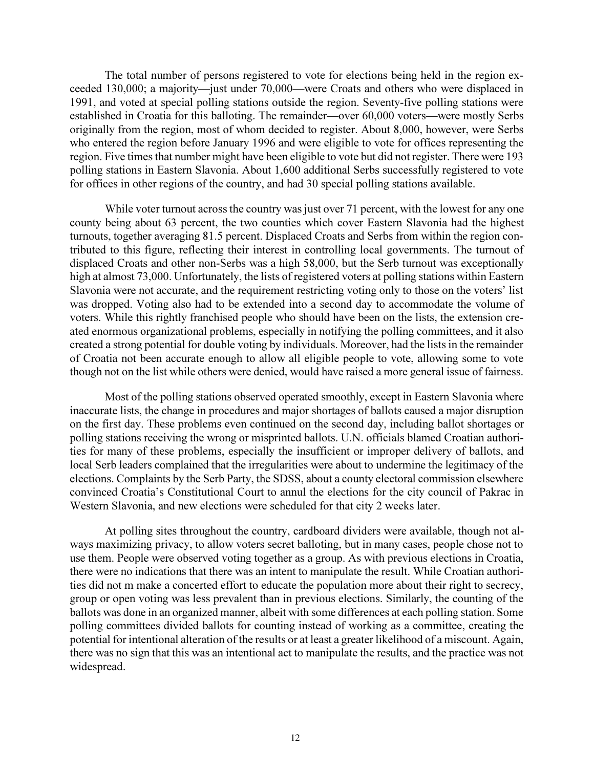The total number of persons registered to vote for elections being held in the region exceeded 130,000; a majority—just under 70,000—were Croats and others who were displaced in 1991, and voted at special polling stations outside the region. Seventy-five polling stations were established in Croatia for this balloting. The remainder—over 60,000 voters—were mostly Serbs originally from the region, most of whom decided to register. About 8,000, however, were Serbs who entered the region before January 1996 and were eligible to vote for offices representing the region. Five times that number might have been eligible to vote but did not register. There were 193 polling stations in Eastern Slavonia. About 1,600 additional Serbs successfully registered to vote for offices in other regions of the country, and had 30 special polling stations available.

While voter turnout across the country was just over 71 percent, with the lowest for any one county being about 63 percent, the two counties which cover Eastern Slavonia had the highest turnouts, together averaging 81.5 percent. Displaced Croats and Serbs from within the region contributed to this figure, reflecting their interest in controlling local governments. The turnout of displaced Croats and other non-Serbs was a high 58,000, but the Serb turnout was exceptionally high at almost 73,000. Unfortunately, the lists of registered voters at polling stations within Eastern Slavonia were not accurate, and the requirement restricting voting only to those on the voters' list was dropped. Voting also had to be extended into a second day to accommodate the volume of voters. While this rightly franchised people who should have been on the lists, the extension created enormous organizational problems, especially in notifying the polling committees, and it also created a strong potential for double voting by individuals. Moreover, had the lists in the remainder of Croatia not been accurate enough to allow all eligible people to vote, allowing some to vote though not on the list while others were denied, would have raised a more general issue of fairness.

Most of the polling stations observed operated smoothly, except in Eastern Slavonia where inaccurate lists, the change in procedures and major shortages of ballots caused a major disruption on the first day. These problems even continued on the second day, including ballot shortages or polling stations receiving the wrong or misprinted ballots. U.N. officials blamed Croatian authorities for many of these problems, especially the insufficient or improper delivery of ballots, and local Serb leaders complained that the irregularities were about to undermine the legitimacy of the elections. Complaints by the Serb Party, the SDSS, about a county electoral commission elsewhere convinced Croatia's Constitutional Court to annul the elections for the city council of Pakrac in Western Slavonia, and new elections were scheduled for that city 2 weeks later.

At polling sites throughout the country, cardboard dividers were available, though not always maximizing privacy, to allow voters secret balloting, but in many cases, people chose not to use them. People were observed voting together as a group. As with previous elections in Croatia, there were no indications that there was an intent to manipulate the result. While Croatian authorities did not m make a concerted effort to educate the population more about their right to secrecy, group or open voting was less prevalent than in previous elections. Similarly, the counting of the ballots was done in an organized manner, albeit with some differences at each polling station. Some polling committees divided ballots for counting instead of working as a committee, creating the potential for intentional alteration of the results or at least a greater likelihood of a miscount. Again, there was no sign that this was an intentional act to manipulate the results, and the practice was not widespread.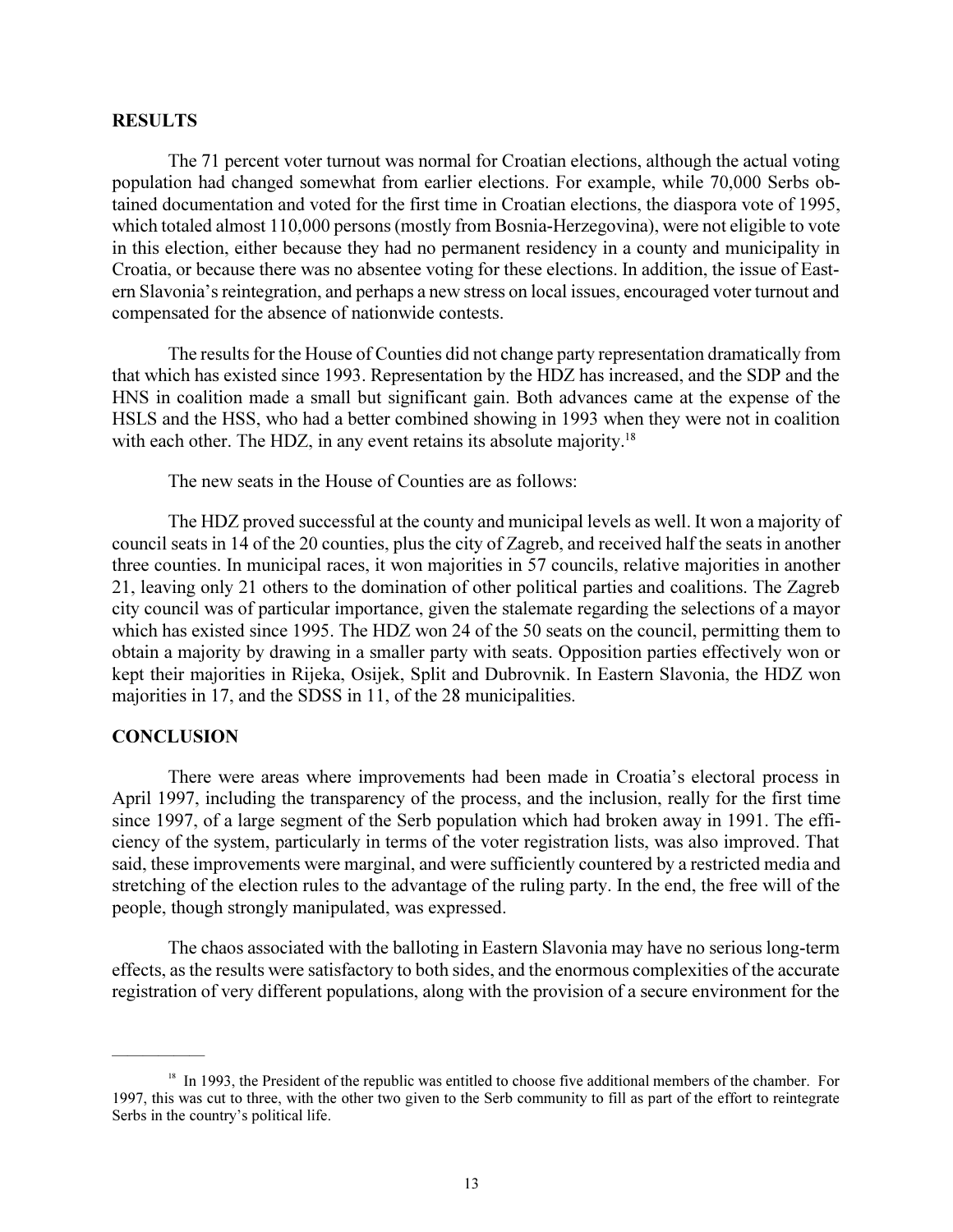## RESULTS

The 71 percent voter turnout was normal for Croatian elections, although the actual voting population had changed somewhat from earlier elections. For example, while 70,000 Serbs obtained documentation and voted for the first time in Croatian elections, the diaspora vote of 1995, which totaled almost 110,000 persons (mostly from Bosnia-Herzegovina), were not eligible to vote in this election, either because they had no permanent residency in a county and municipality in Croatia, or because there was no absentee voting for these elections. In addition, the issue of Eastern Slavonia's reintegration, and perhaps a new stress on local issues, encouraged voter turnout and compensated for the absence of nationwide contests.

The results for the House of Counties did not change party representation dramatically from that which has existed since 1993. Representation by the HDZ has increased, and the SDP and the HNS in coalition made a small but significant gain. Both advances came at the expense of the HSLS and the HSS, who had a better combined showing in 1993 when they were not in coalition with each other. The HDZ, in any event retains its absolute majority.[18]

The new seats in the House of Counties are as follows:

The HDZ proved successful at the county and municipal levels as well. It won a majority of council seats in 14 of the 20 counties, plus the city of Zagreb, and received half the seats in another three counties. In municipal races, it won majorities in 57 councils, relative majorities in another 21, leaving only 21 others to the domination of other political parties and coalitions. The Zagreb city council was of particular importance, given the stalemate regarding the selections of a mayor which has existed since 1995. The HDZ won 24 of the 50 seats on the council, permitting them to obtain a majority by drawing in a smaller party with seats. Opposition parties effectively won or kept their majorities in Rijeka, Osijek, Split and Dubrovnik. In Eastern Slavonia, the HDZ won majorities in 17, and the SDSS in 11, of the 28 municipalities.

## CONCLUSION

There were areas where improvements had been made in Croatia's electoral process in April 1997, including the transparency of the process, and the inclusion, really for the first time since 1997, of a large segment of the Serb population which had broken away in 1991. The efficiency of the system, particularly in terms of the voter registration lists, was also improved. That said, these improvements were marginal, and were sufficiently countered by a restricted media and stretching of the election rules to the advantage of the ruling party. In the end, the free will of the people, though strongly manipulated, was expressed.

The chaos associated with the balloting in Eastern Slavonia may have no serious long-term effects, as the results were satisfactory to both sides, and the enormous complexities of the accurate registration of very different populations, along with the provision of a secure environment for the

---

[18] In 1993, the President of the republic was entitled to choose five additional members of the chamber. For 1997, this was cut to three, with the other two given to the Serb community to fill as part of the effort to reintegrate Serbs in the country's political life.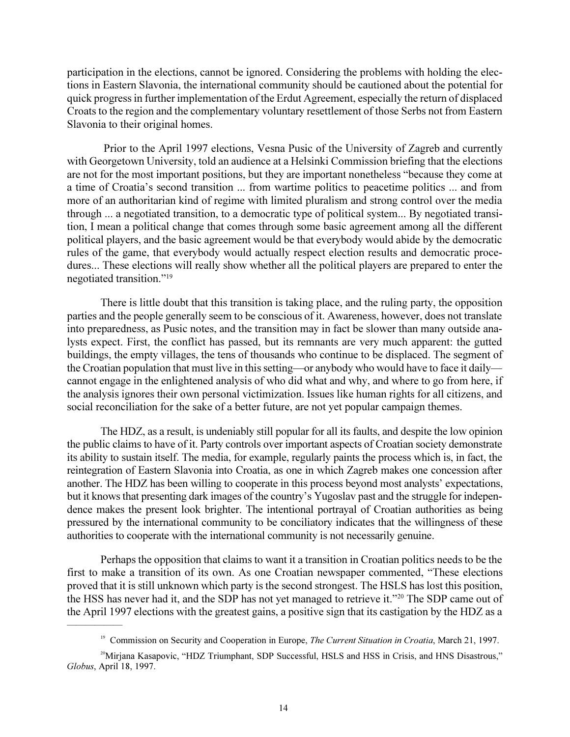participation in the elections, cannot be ignored. Considering the problems with holding the elections in Eastern Slavonia, the international community should be cautioned about the potential for quick progress in further implementation of the Erdut Agreement, especially the return of displaced Croats to the region and the complementary voluntary resettlement of those Serbs not from Eastern Slavonia to their original homes.

Prior to the April 1997 elections, Vesna Pusic of the University of Zagreb and currently with Georgetown University, told an audience at a Helsinki Commission briefing that the elections are not for the most important positions, but they are important nonetheless "because they come at a time of Croatia's second transition ... from wartime politics to peacetime politics ... and from more of an authoritarian kind of regime with limited pluralism and strong control over the media through ... a negotiated transition, to a democratic type of political system... By negotiated transition, I mean a political change that comes through some basic agreement among all the different political players, and the basic agreement would be that everybody would abide by the democratic rules of the game, that everybody would actually respect election results and democratic procedures... These elections will really show whether all the political players are prepared to enter the negotiated transition."[19]

There is little doubt that this transition is taking place, and the ruling party, the opposition parties and the people generally seem to be conscious of it. Awareness, however, does not translate into preparedness, as Pusic notes, and the transition may in fact be slower than many outside analysts expect. First, the conflict has passed, but its remnants are very much apparent: the gutted buildings, the empty villages, the tens of thousands who continue to be displaced. The segment of the Croatian population that must live in this setting—or anybody who would have to face it daily—cannot engage in the enlightened analysis of who did what and why, and where to go from here, if the analysis ignores their own personal victimization. Issues like human rights for all citizens, and social reconciliation for the sake of a better future, are not yet popular campaign themes.

The HDZ, as a result, is undeniably still popular for all its faults, and despite the low opinion the public claims to have of it. Party controls over important aspects of Croatian society demonstrate its ability to sustain itself. The media, for example, regularly paints the process which is, in fact, the reintegration of Eastern Slavonia into Croatia, as one in which Zagreb makes one concession after another. The HDZ has been willing to cooperate in this process beyond most analysts' expectations, but it knows that presenting dark images of the country's Yugoslav past and the struggle for independence makes the present look brighter. The intentional portrayal of Croatian authorities as being pressured by the international community to be conciliatory indicates that the willingness of these authorities to cooperate with the international community is not necessarily genuine.

Perhaps the opposition that claims to want it a transition in Croatian politics needs to be the first to make a transition of its own. As one Croatian newspaper commented, "These elections proved that it is still unknown which party is the second strongest. The HSLS has lost this position, the HSS has never had it, and the SDP has not yet managed to retrieve it."[20] The SDP came out of the April 1997 elections with the greatest gains, a positive sign that its castigation by the HDZ as a

---

[19] Commission on Security and Cooperation in Europe, *The Current Situation in Croatia*, March 21, 1997.

[20] Mirjana Kasapovic, "HDZ Triumphant, SDP Successful, HSLS and HSS in Crisis, and HNS Disastrous," *Globus*, April 18, 1997.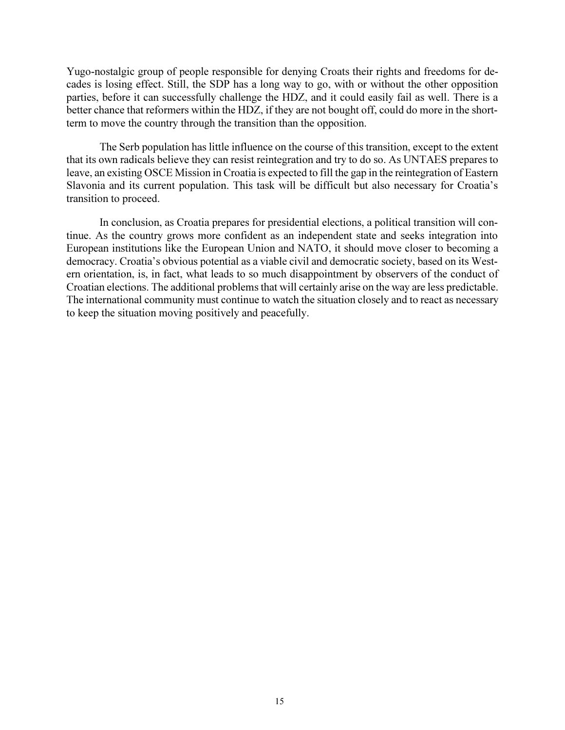Yugo-nostalgic group of people responsible for denying Croats their rights and freedoms for decades is losing effect. Still, the SDP has a long way to go, with or without the other opposition parties, before it can successfully challenge the HDZ, and it could easily fail as well. There is a better chance that reformers within the HDZ, if they are not bought off, could do more in the short-term to move the country through the transition than the opposition.

The Serb population has little influence on the course of this transition, except to the extent that its own radicals believe they can resist reintegration and try to do so. As UNTAES prepares to leave, an existing OSCE Mission in Croatia is expected to fill the gap in the reintegration of Eastern Slavonia and its current population. This task will be difficult but also necessary for Croatia's transition to proceed.

In conclusion, as Croatia prepares for presidential elections, a political transition will continue. As the country grows more confident as an independent state and seeks integration into European institutions like the European Union and NATO, it should move closer to becoming a democracy. Croatia's obvious potential as a viable civil and democratic society, based on its Western orientation, is, in fact, what leads to so much disappointment by observers of the conduct of Croatian elections. The additional problems that will certainly arise on the way are less predictable. The international community must continue to watch the situation closely and to react as necessary to keep the situation moving positively and peacefully.